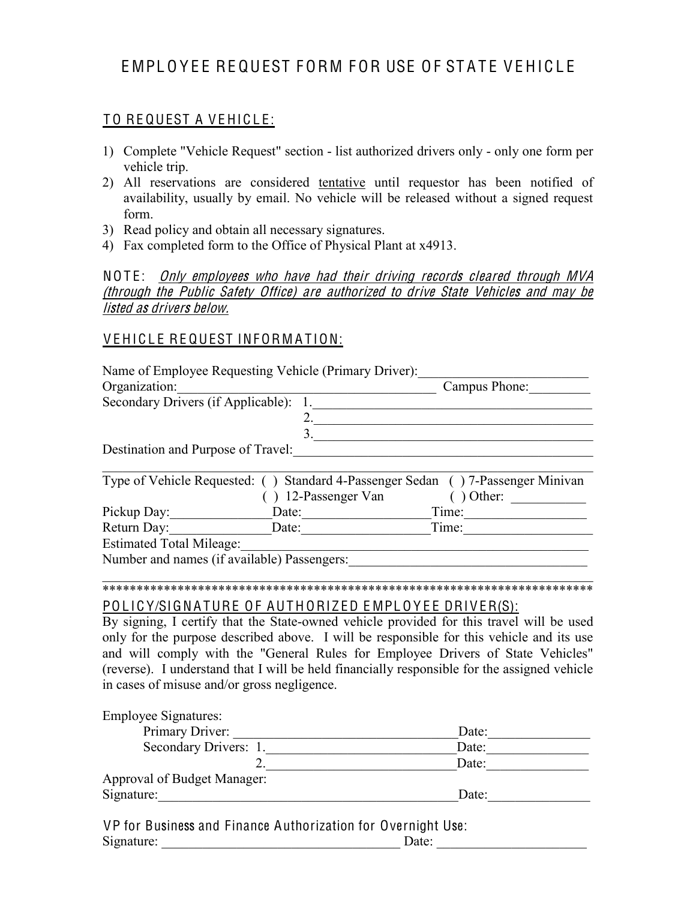# EMPLOYEE REQUEST FORM FOR USE OF STATE VEHICLE

## TO REQUEST A VEHICLE:

1) Complete "Vehicle Request" section - list authorized drivers only - only one form per vehicle trip.
2) All reservations are considered tentative until requestor has been notified of availability, usually by email. No vehicle will be released without a signed request form.
3) Read policy and obtain all necessary signatures.
4) Fax completed form to the Office of Physical Plant at x4913.

NOTE: *Only employees who have had their driving records cleared through MVA (through the Public Safety Office) are authorized to drive State Vehicles and may be listed as drivers below.*

## VEHICLE REQUEST INFORMATION:

Name of Employee Requesting Vehicle (Primary Driver):________________________

Organization:______________________________________ Campus Phone:_________

Secondary Drivers (if Applicable): 1.________________________________________

2.________________________________________

3.________________________________________

Destination and Purpose of Travel:__________________________________________

____________________________________________________________________

Type of Vehicle Requested: ( ) Standard 4-Passenger Sedan ( ) 7-Passenger Minivan ( ) 12-Passenger Van ( ) Other: ___________

Pickup Day:______________Date:__________________Time:_________________

Return Day:______________Date:__________________Time:__________________

Estimated Total Mileage:_________________________________________________

Number and names (if available) Passengers:_________________________________

____________________________________________________________________

*************************************************************************

## POLICY/SIGNATURE OF AUTHORIZED EMPLOYEE DRIVER(S):

By signing, I certify that the State-owned vehicle provided for this travel will be used only for the purpose described above. I will be responsible for this vehicle and its use and will comply with the "General Rules for Employee Drivers of State Vehicles" (reverse). I understand that I will be held financially responsible for the assigned vehicle in cases of misuse and/or gross negligence.

Employee Signatures:

Primary Driver: _________________________________Date:_______________

Secondary Drivers: 1.___________________________Date:_______________

2.___________________________Date:_______________

Approval of Budget Manager:

Signature:____________________________________________Date:_______________

VP for Business and Finance Authorization for Overnight Use:

Signature: __________________________________ Date: _____________________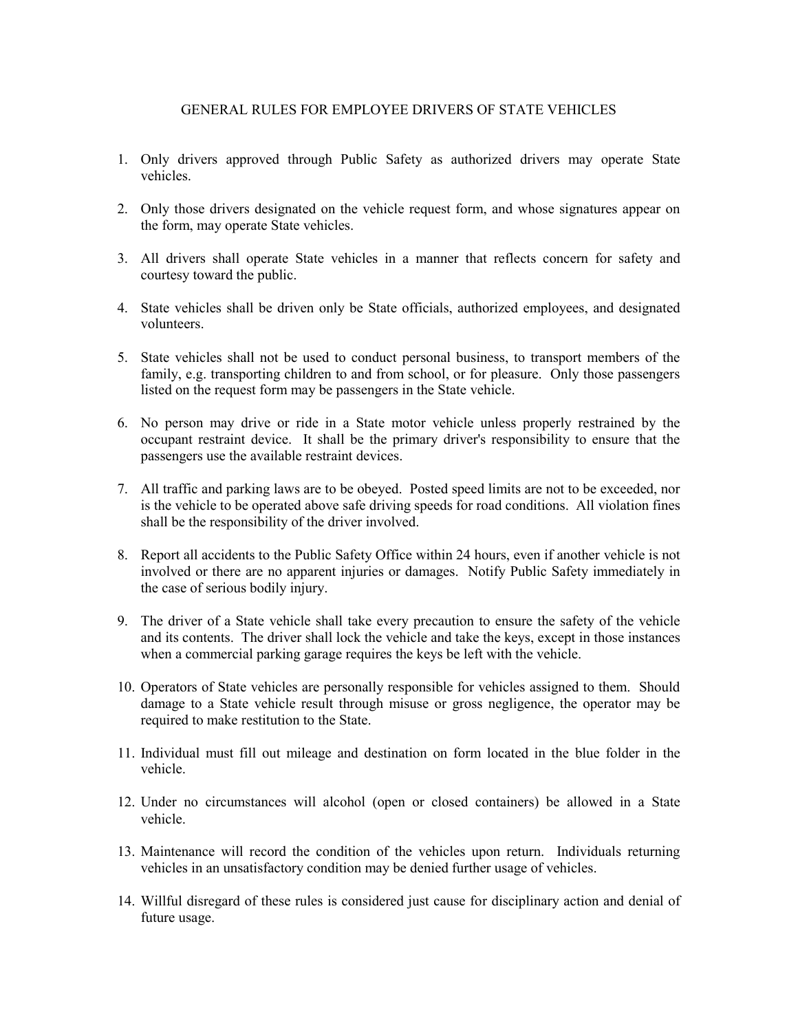# GENERAL RULES FOR EMPLOYEE DRIVERS OF STATE VEHICLES

1. Only drivers approved through Public Safety as authorized drivers may operate State vehicles.

2. Only those drivers designated on the vehicle request form, and whose signatures appear on the form, may operate State vehicles.

3. All drivers shall operate State vehicles in a manner that reflects concern for safety and courtesy toward the public.

4. State vehicles shall be driven only be State officials, authorized employees, and designated volunteers.

5. State vehicles shall not be used to conduct personal business, to transport members of the family, e.g. transporting children to and from school, or for pleasure. Only those passengers listed on the request form may be passengers in the State vehicle.

6. No person may drive or ride in a State motor vehicle unless properly restrained by the occupant restraint device. It shall be the primary driver's responsibility to ensure that the passengers use the available restraint devices.

7. All traffic and parking laws are to be obeyed. Posted speed limits are not to be exceeded, nor is the vehicle to be operated above safe driving speeds for road conditions. All violation fines shall be the responsibility of the driver involved.

8. Report all accidents to the Public Safety Office within 24 hours, even if another vehicle is not involved or there are no apparent injuries or damages. Notify Public Safety immediately in the case of serious bodily injury.

9. The driver of a State vehicle shall take every precaution to ensure the safety of the vehicle and its contents. The driver shall lock the vehicle and take the keys, except in those instances when a commercial parking garage requires the keys be left with the vehicle.

10. Operators of State vehicles are personally responsible for vehicles assigned to them. Should damage to a State vehicle result through misuse or gross negligence, the operator may be required to make restitution to the State.

11. Individual must fill out mileage and destination on form located in the blue folder in the vehicle.

12. Under no circumstances will alcohol (open or closed containers) be allowed in a State vehicle.

13. Maintenance will record the condition of the vehicles upon return. Individuals returning vehicles in an unsatisfactory condition may be denied further usage of vehicles.

14. Willful disregard of these rules is considered just cause for disciplinary action and denial of future usage.